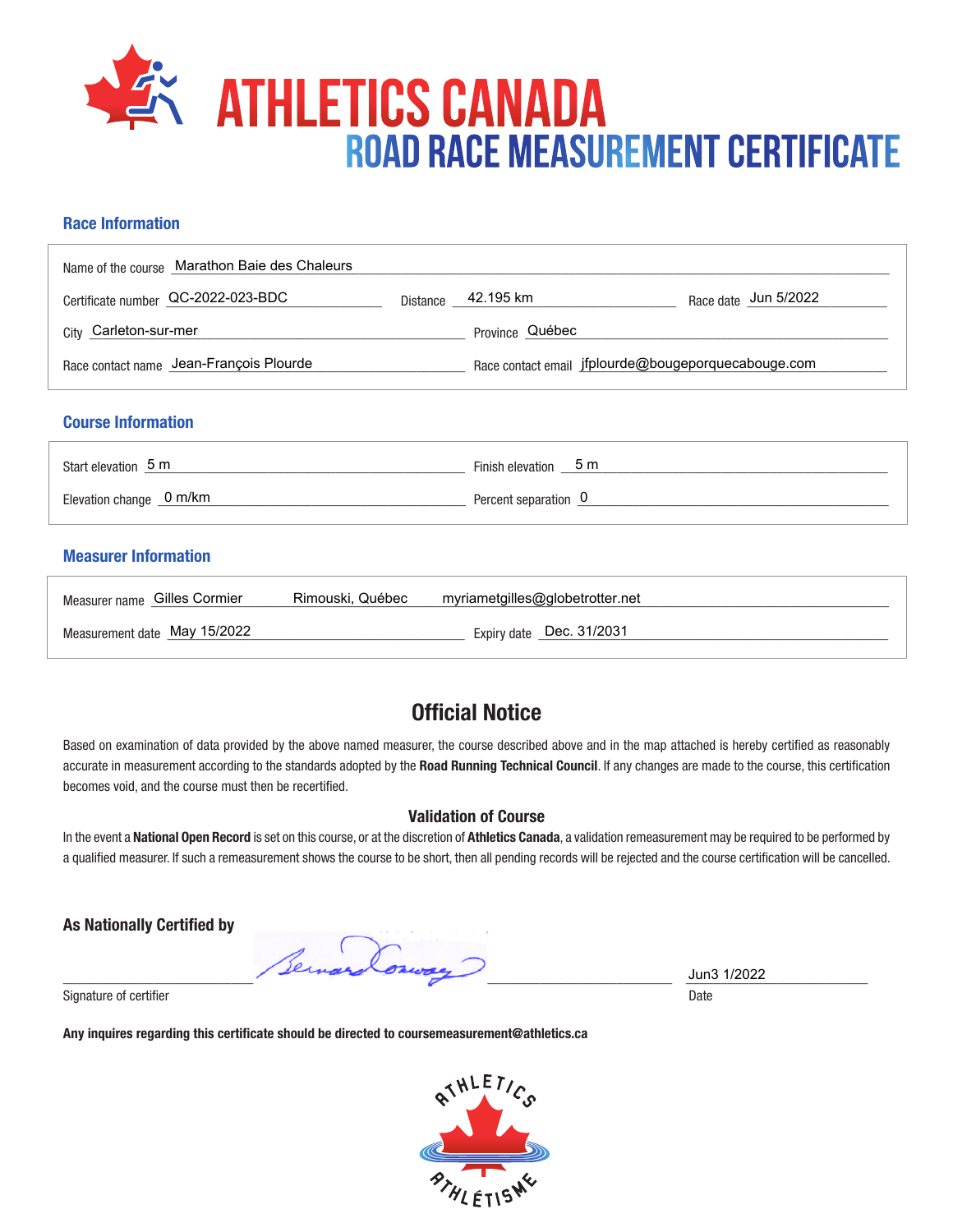# ATHLETICS CANADA
## ROAD RACE MEASUREMENT CERTIFICATE

### Race Information

Name of the course: Marathon Baie des Chaleurs

Certificate number: QC-2022-023-BDC | Distance: 42.195 km | Race date: Jun 5/2022

City: Carleton-sur-mer | Province: Québec

Race contact name: Jean-François Plourde | Race contact email: jfplourde@bougeporquecabouge.com

### Course Information

Start elevation: 5 m | Finish elevation: 5 m

Elevation change: 0 m/km | Percent separation: 0

### Measurer Information

Measurer name: Gilles Cormier | Rimouski, Québec | myriametgilles@globetrotter.net

Measurement date: May 15/2022 | Expiry date: Dec. 31/2031

## Official Notice

Based on examination of data provided by the above named measurer, the course described above and in the map attached is hereby certified as reasonably accurate in measurement according to the standards adopted by the **Road Running Technical Council**. If any changes are made to the course, this certification becomes void, and the course must then be recertified.

### Validation of Course

In the event a **National Open Record** is set on this course, or at the discretion of **Athletics Canada**, a validation remeasurement may be required to be performed by a qualified measurer. If such a remeasurement shows the course to be short, then all pending records will be rejected and the course certification will be cancelled.

**As Nationally Certified by**

Signature of certifier

Date: Jun3 1/2022

**Any inquires regarding this certificate should be directed to coursemeasurement@athletics.ca**

ATHLETICS ATHLÉTISME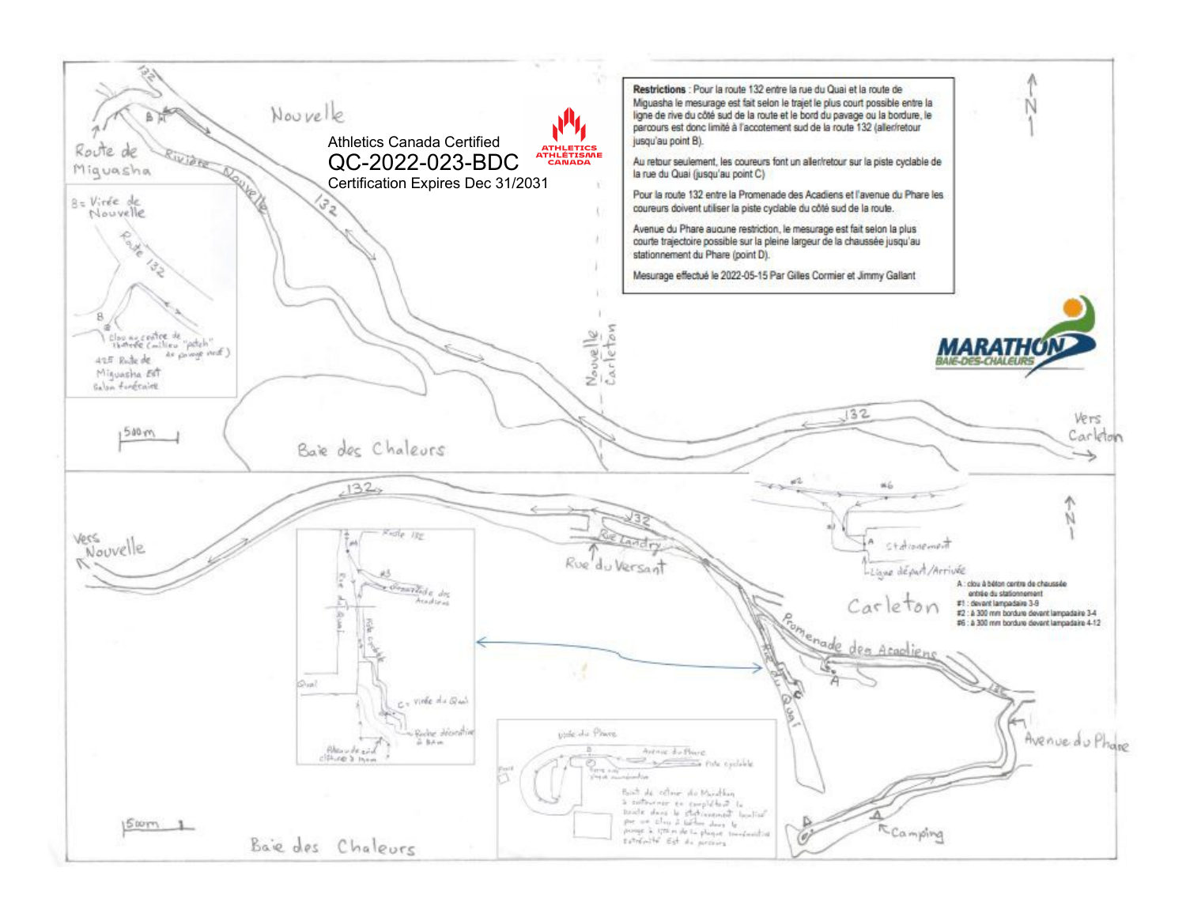Athletics Canada Certified

QC-2022-023-BDC

Certification Expires Dec 31/2031

ATHLETICS ATHLÉTISME CANADA

**Restrictions** : Pour la route 132 entre la rue du Quai et la route de Miguasha le mesurage est fait selon le trajet le plus court possible entre la ligne de rive du côté sud de la route et le bord du pavage ou la bordure, le parcours est donc limité à l'accotement sud de la route 132 (aller/retour jusqu'au point B).

Au retour seulement, les coureurs font un aller/retour sur la piste cyclable de la rue du Quai (jusqu'au point C)

Pour la route 132 entre la Promenade des Acadiens et l'avenue du Phare les coureurs doivent utiliser la piste cyclable du côté sud de la route.

Avenue du Phare aucune restriction, le mesurage est fait selon la plus courte trajectoire possible sur la pleine largeur de la chaussée jusqu'au stationnement du Phare (point D).

Mesurage effectué le 2022-05-15 Par Gilles Cormier et Jimmy Gallant

MARATHON BAIE-DES-CHALEURS

A : clou à béton centre de chaussée entrée du stationnement

#1 : devant lampadaire 3-9

#2 : à 300 mm bordure devant lampadaire 3-4

#6 : à 300 mm bordure devant lampadaire 4-12